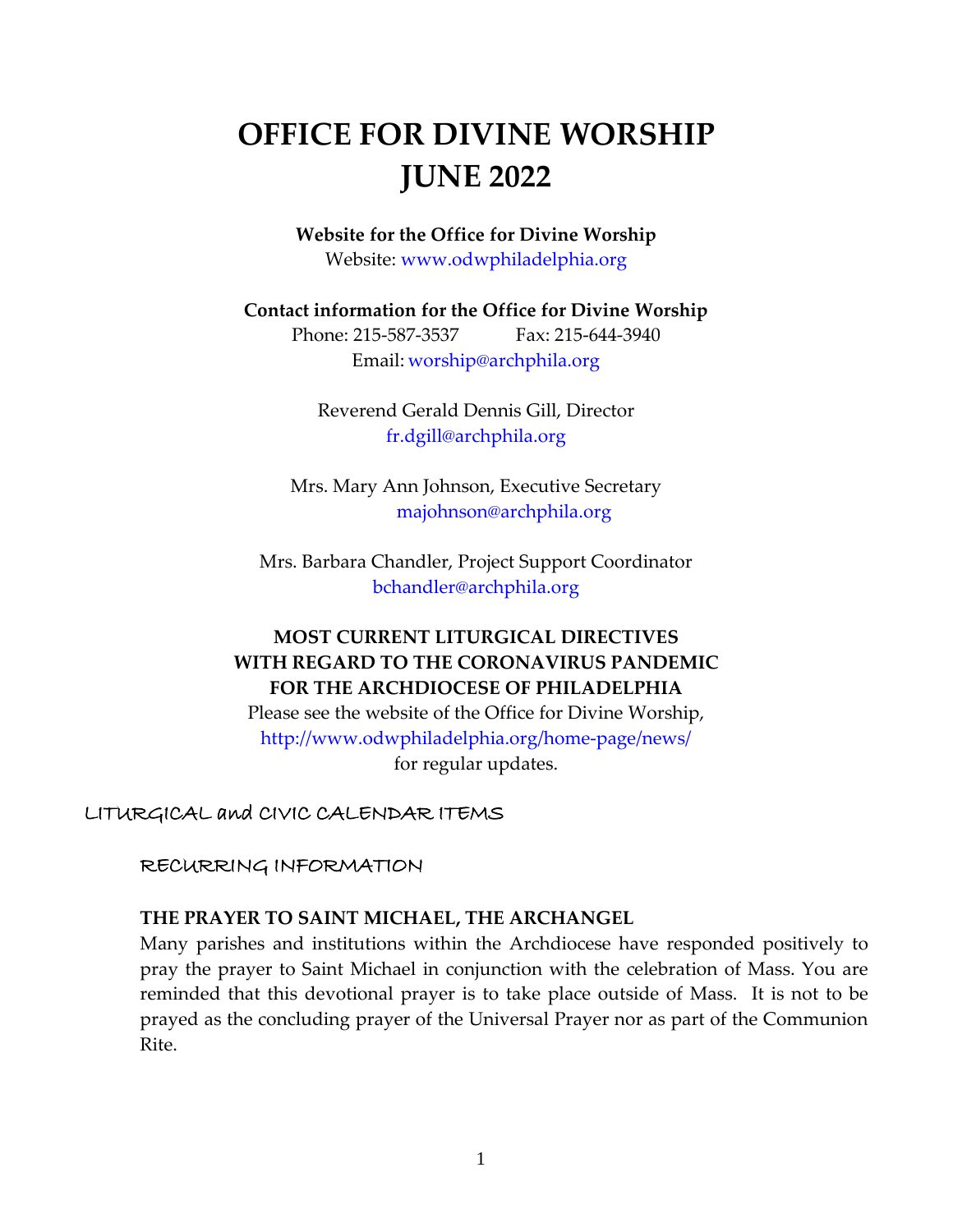# OFFICE FOR DIVINE WORSHIP
# JUNE 2022

**Website for the Office for Divine Worship**
Website: www.odwphiladelphia.org

**Contact information for the Office for Divine Worship**
Phone: 215-587-3537 Fax: 215-644-3940
Email: worship@archphila.org

Reverend Gerald Dennis Gill, Director
fr.dgill@archphila.org

Mrs. Mary Ann Johnson, Executive Secretary
majohnson@archphila.org

Mrs. Barbara Chandler, Project Support Coordinator
bchandler@archphila.org

**MOST CURRENT LITURGICAL DIRECTIVES WITH REGARD TO THE CORONAVIRUS PANDEMIC FOR THE ARCHDIOCESE OF PHILADELPHIA**
Please see the website of the Office for Divine Worship,
http://www.odwphiladelphia.org/home-page/news/
for regular updates.

## LITURGICAL and CIVIC CALENDAR ITEMS

### RECURRING INFORMATION

**THE PRAYER TO SAINT MICHAEL, THE ARCHANGEL**

Many parishes and institutions within the Archdiocese have responded positively to pray the prayer to Saint Michael in conjunction with the celebration of Mass. You are reminded that this devotional prayer is to take place outside of Mass. It is not to be prayed as the concluding prayer of the Universal Prayer nor as part of the Communion Rite.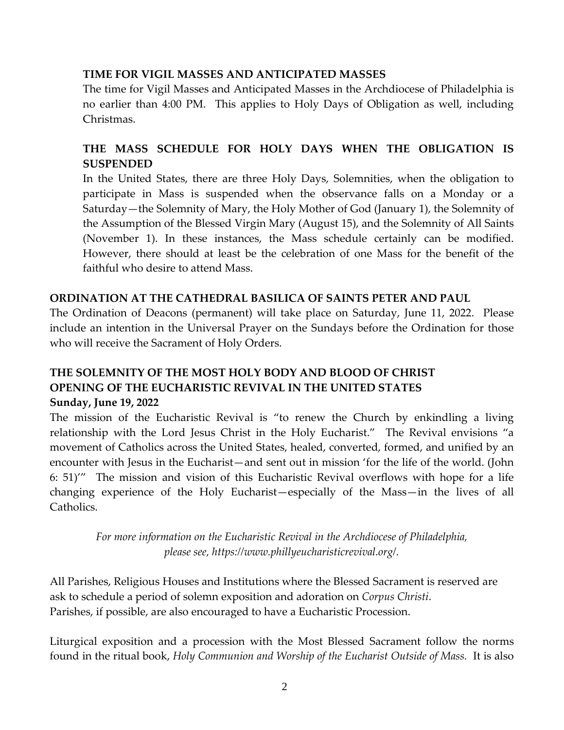### TIME FOR VIGIL MASSES AND ANTICIPATED MASSES

The time for Vigil Masses and Anticipated Masses in the Archdiocese of Philadelphia is no earlier than 4:00 PM. This applies to Holy Days of Obligation as well, including Christmas.

### THE MASS SCHEDULE FOR HOLY DAYS WHEN THE OBLIGATION IS SUSPENDED

In the United States, there are three Holy Days, Solemnities, when the obligation to participate in Mass is suspended when the observance falls on a Monday or a Saturday—the Solemnity of Mary, the Holy Mother of God (January 1), the Solemnity of the Assumption of the Blessed Virgin Mary (August 15), and the Solemnity of All Saints (November 1). In these instances, the Mass schedule certainly can be modified. However, there should at least be the celebration of one Mass for the benefit of the faithful who desire to attend Mass.

## ORDINATION AT THE CATHEDRAL BASILICA OF SAINTS PETER AND PAUL

The Ordination of Deacons (permanent) will take place on Saturday, June 11, 2022. Please include an intention in the Universal Prayer on the Sundays before the Ordination for those who will receive the Sacrament of Holy Orders.

## THE SOLEMNITY OF THE MOST HOLY BODY AND BLOOD OF CHRIST
## OPENING OF THE EUCHARISTIC REVIVAL IN THE UNITED STATES

**Sunday, June 19, 2022**

The mission of the Eucharistic Revival is "to renew the Church by enkindling a living relationship with the Lord Jesus Christ in the Holy Eucharist." The Revival envisions "a movement of Catholics across the United States, healed, converted, formed, and unified by an encounter with Jesus in the Eucharist—and sent out in mission 'for the life of the world. (John 6: 51)'" The mission and vision of this Eucharistic Revival overflows with hope for a life changing experience of the Holy Eucharist—especially of the Mass—in the lives of all Catholics.

*For more information on the Eucharistic Revival in the Archdiocese of Philadelphia, please see, https://www.phillyeucharisticrevival.org/.*

All Parishes, Religious Houses and Institutions where the Blessed Sacrament is reserved are ask to schedule a period of solemn exposition and adoration on *Corpus Christi*.
Parishes, if possible, are also encouraged to have a Eucharistic Procession.

Liturgical exposition and a procession with the Most Blessed Sacrament follow the norms found in the ritual book, *Holy Communion and Worship of the Eucharist Outside of Mass.* It is also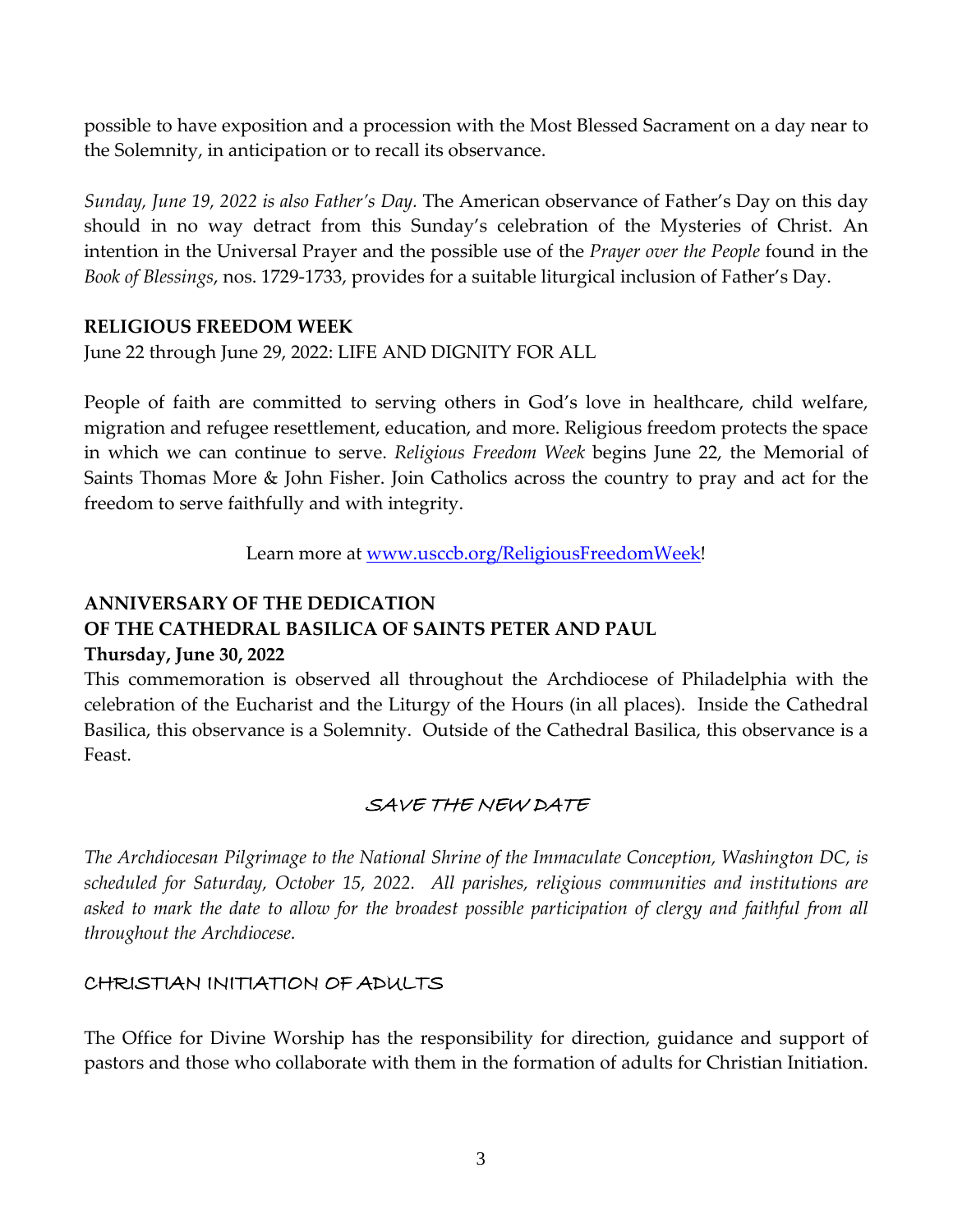possible to have exposition and a procession with the Most Blessed Sacrament on a day near to the Solemnity, in anticipation or to recall its observance.

*Sunday, June 19, 2022 is also Father's Day.* The American observance of Father's Day on this day should in no way detract from this Sunday's celebration of the Mysteries of Christ. An intention in the Universal Prayer and the possible use of the *Prayer over the People* found in the *Book of Blessings*, nos. 1729-1733, provides for a suitable liturgical inclusion of Father's Day.

## RELIGIOUS FREEDOM WEEK

June 22 through June 29, 2022: LIFE AND DIGNITY FOR ALL

People of faith are committed to serving others in God's love in healthcare, child welfare, migration and refugee resettlement, education, and more. Religious freedom protects the space in which we can continue to serve. *Religious Freedom Week* begins June 22, the Memorial of Saints Thomas More & John Fisher. Join Catholics across the country to pray and act for the freedom to serve faithfully and with integrity.

Learn more at www.usccb.org/ReligiousFreedomWeek!

## ANNIVERSARY OF THE DEDICATION OF THE CATHEDRAL BASILICA OF SAINTS PETER AND PAUL

**Thursday, June 30, 2022**

This commemoration is observed all throughout the Archdiocese of Philadelphia with the celebration of the Eucharist and the Liturgy of the Hours (in all places). Inside the Cathedral Basilica, this observance is a Solemnity. Outside of the Cathedral Basilica, this observance is a Feast.

## SAVE THE NEW DATE

*The Archdiocesan Pilgrimage to the National Shrine of the Immaculate Conception, Washington DC, is scheduled for Saturday, October 15, 2022. All parishes, religious communities and institutions are asked to mark the date to allow for the broadest possible participation of clergy and faithful from all throughout the Archdiocese.*

## CHRISTIAN INITIATION OF ADULTS

The Office for Divine Worship has the responsibility for direction, guidance and support of pastors and those who collaborate with them in the formation of adults for Christian Initiation.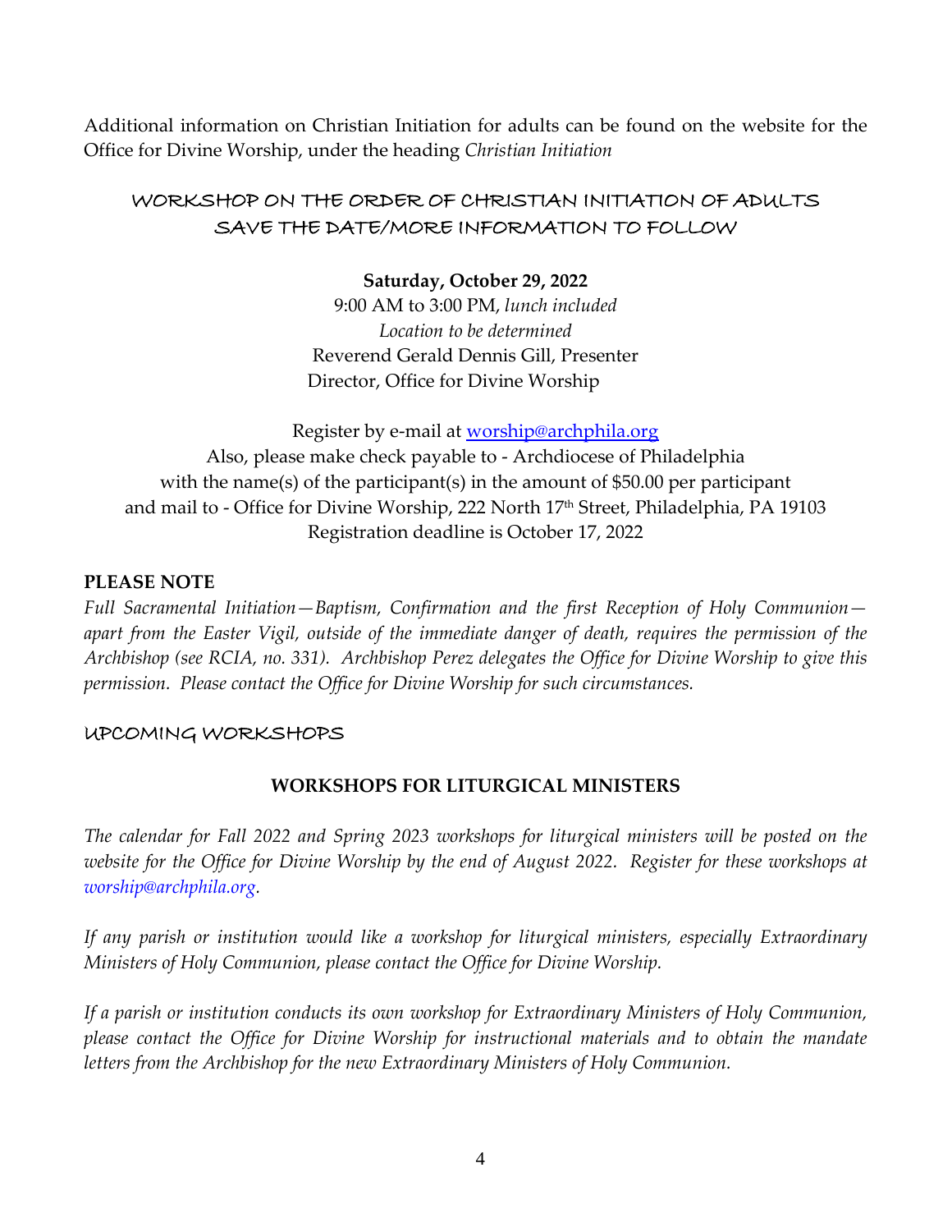Additional information on Christian Initiation for adults can be found on the website for the Office for Divine Worship, under the heading *Christian Initiation*

## WORKSHOP ON THE ORDER OF CHRISTIAN INITIATION OF ADULTS
## SAVE THE DATE/MORE INFORMATION TO FOLLOW

**Saturday, October 29, 2022**
9:00 AM to 3:00 PM, *lunch included*
*Location to be determined*
Reverend Gerald Dennis Gill, Presenter
Director, Office for Divine Worship

Register by e-mail at worship@archphila.org
Also, please make check payable to - Archdiocese of Philadelphia
with the name(s) of the participant(s) in the amount of $50.00 per participant
and mail to - Office for Divine Worship, 222 North 17th Street, Philadelphia, PA 19103
Registration deadline is October 17, 2022

**PLEASE NOTE**
*Full Sacramental Initiation—Baptism, Confirmation and the first Reception of Holy Communion—apart from the Easter Vigil, outside of the immediate danger of death, requires the permission of the Archbishop (see RCIA, no. 331). Archbishop Perez delegates the Office for Divine Worship to give this permission. Please contact the Office for Divine Worship for such circumstances.*

## UPCOMING WORKSHOPS

### WORKSHOPS FOR LITURGICAL MINISTERS

*The calendar for Fall 2022 and Spring 2023 workshops for liturgical ministers will be posted on the website for the Office for Divine Worship by the end of August 2022. Register for these workshops at worship@archphila.org.*

*If any parish or institution would like a workshop for liturgical ministers, especially Extraordinary Ministers of Holy Communion, please contact the Office for Divine Worship.*

*If a parish or institution conducts its own workshop for Extraordinary Ministers of Holy Communion, please contact the Office for Divine Worship for instructional materials and to obtain the mandate letters from the Archbishop for the new Extraordinary Ministers of Holy Communion.*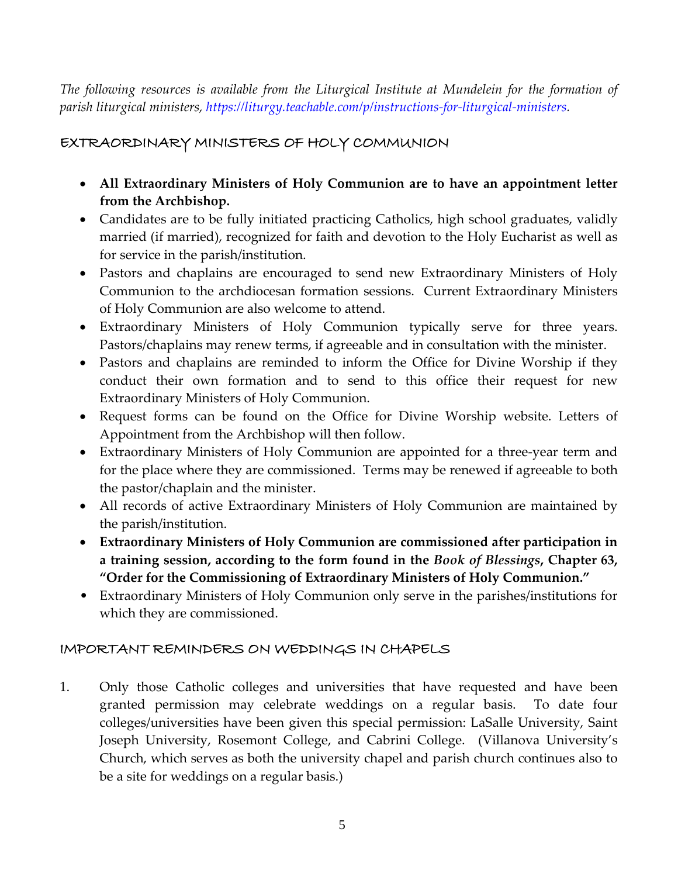*The following resources is available from the Liturgical Institute at Mundelein for the formation of parish liturgical ministers, https://liturgy.teachable.com/p/instructions-for-liturgical-ministers.*

## EXTRAORDINARY MINISTERS OF HOLY COMMUNION

- **All Extraordinary Ministers of Holy Communion are to have an appointment letter from the Archbishop.**
- Candidates are to be fully initiated practicing Catholics, high school graduates, validly married (if married), recognized for faith and devotion to the Holy Eucharist as well as for service in the parish/institution.
- Pastors and chaplains are encouraged to send new Extraordinary Ministers of Holy Communion to the archdiocesan formation sessions. Current Extraordinary Ministers of Holy Communion are also welcome to attend.
- Extraordinary Ministers of Holy Communion typically serve for three years. Pastors/chaplains may renew terms, if agreeable and in consultation with the minister.
- Pastors and chaplains are reminded to inform the Office for Divine Worship if they conduct their own formation and to send to this office their request for new Extraordinary Ministers of Holy Communion.
- Request forms can be found on the Office for Divine Worship website. Letters of Appointment from the Archbishop will then follow.
- Extraordinary Ministers of Holy Communion are appointed for a three-year term and for the place where they are commissioned. Terms may be renewed if agreeable to both the pastor/chaplain and the minister.
- All records of active Extraordinary Ministers of Holy Communion are maintained by the parish/institution.
- **Extraordinary Ministers of Holy Communion are commissioned after participation in a training session, according to the form found in the *Book of Blessings*, Chapter 63, "Order for the Commissioning of Extraordinary Ministers of Holy Communion."**
- Extraordinary Ministers of Holy Communion only serve in the parishes/institutions for which they are commissioned.

## IMPORTANT REMINDERS ON WEDDINGS IN CHAPELS

1. Only those Catholic colleges and universities that have requested and have been granted permission may celebrate weddings on a regular basis. To date four colleges/universities have been given this special permission: LaSalle University, Saint Joseph University, Rosemont College, and Cabrini College. (Villanova University's Church, which serves as both the university chapel and parish church continues also to be a site for weddings on a regular basis.)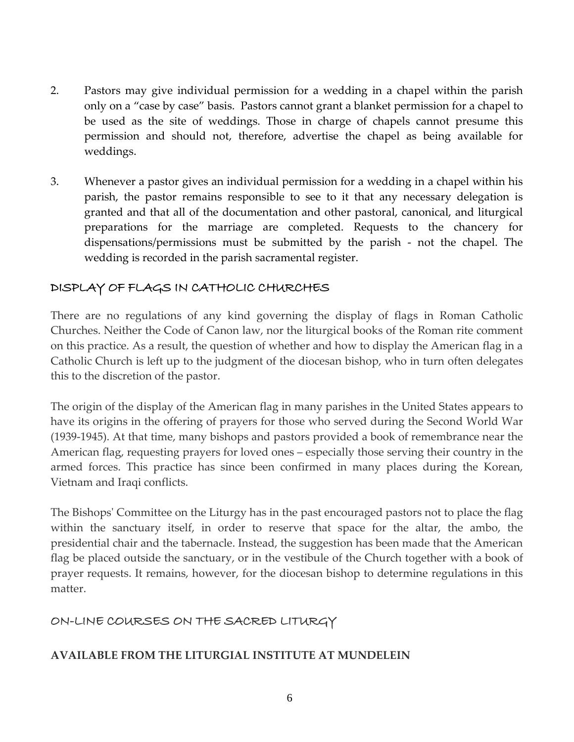2. Pastors may give individual permission for a wedding in a chapel within the parish only on a "case by case" basis. Pastors cannot grant a blanket permission for a chapel to be used as the site of weddings. Those in charge of chapels cannot presume this permission and should not, therefore, advertise the chapel as being available for weddings.

3. Whenever a pastor gives an individual permission for a wedding in a chapel within his parish, the pastor remains responsible to see to it that any necessary delegation is granted and that all of the documentation and other pastoral, canonical, and liturgical preparations for the marriage are completed. Requests to the chancery for dispensations/permissions must be submitted by the parish - not the chapel. The wedding is recorded in the parish sacramental register.

## DISPLAY OF FLAGS IN CATHOLIC CHURCHES

There are no regulations of any kind governing the display of flags in Roman Catholic Churches. Neither the Code of Canon law, nor the liturgical books of the Roman rite comment on this practice. As a result, the question of whether and how to display the American flag in a Catholic Church is left up to the judgment of the diocesan bishop, who in turn often delegates this to the discretion of the pastor.

The origin of the display of the American flag in many parishes in the United States appears to have its origins in the offering of prayers for those who served during the Second World War (1939-1945). At that time, many bishops and pastors provided a book of remembrance near the American flag, requesting prayers for loved ones – especially those serving their country in the armed forces. This practice has since been confirmed in many places during the Korean, Vietnam and Iraqi conflicts.

The Bishops' Committee on the Liturgy has in the past encouraged pastors not to place the flag within the sanctuary itself, in order to reserve that space for the altar, the ambo, the presidential chair and the tabernacle. Instead, the suggestion has been made that the American flag be placed outside the sanctuary, or in the vestibule of the Church together with a book of prayer requests. It remains, however, for the diocesan bishop to determine regulations in this matter.

## ON-LINE COURSES ON THE SACRED LITURGY

**AVAILABLE FROM THE LITURGIAL INSTITUTE AT MUNDELEIN**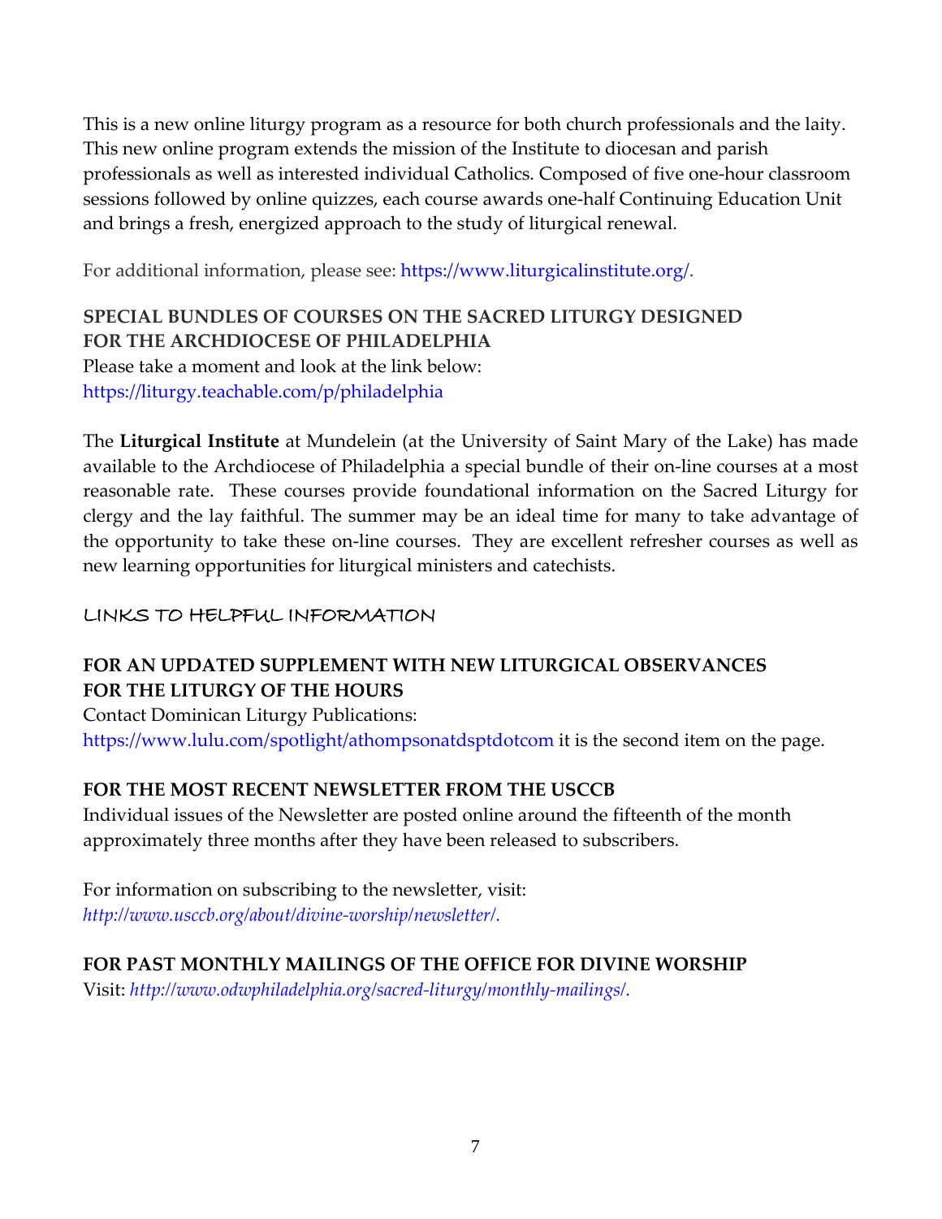This is a new online liturgy program as a resource for both church professionals and the laity. This new online program extends the mission of the Institute to diocesan and parish professionals as well as interested individual Catholics. Composed of five one-hour classroom sessions followed by online quizzes, each course awards one-half Continuing Education Unit and brings a fresh, energized approach to the study of liturgical renewal.

For additional information, please see: https://www.liturgicalinstitute.org/.

**SPECIAL BUNDLES OF COURSES ON THE SACRED LITURGY DESIGNED FOR THE ARCHDIOCESE OF PHILADELPHIA**

Please take a moment and look at the link below:
https://liturgy.teachable.com/p/philadelphia

The **Liturgical Institute** at Mundelein (at the University of Saint Mary of the Lake) has made available to the Archdiocese of Philadelphia a special bundle of their on-line courses at a most reasonable rate. These courses provide foundational information on the Sacred Liturgy for clergy and the lay faithful. The summer may be an ideal time for many to take advantage of the opportunity to take these on-line courses. They are excellent refresher courses as well as new learning opportunities for liturgical ministers and catechists.

## LINKS TO HELPFUL INFORMATION

**FOR AN UPDATED SUPPLEMENT WITH NEW LITURGICAL OBSERVANCES FOR THE LITURGY OF THE HOURS**

Contact Dominican Liturgy Publications:
https://www.lulu.com/spotlight/athompsonatdsptdotcom it is the second item on the page.

**FOR THE MOST RECENT NEWSLETTER FROM THE USCCB**

Individual issues of the Newsletter are posted online around the fifteenth of the month approximately three months after they have been released to subscribers.

For information on subscribing to the newsletter, visit:
*http://www.usccb.org/about/divine-worship/newsletter/.*

**FOR PAST MONTHLY MAILINGS OF THE OFFICE FOR DIVINE WORSHIP**

Visit: *http://www.odwphiladelphia.org/sacred-liturgy/monthly-mailings/.*